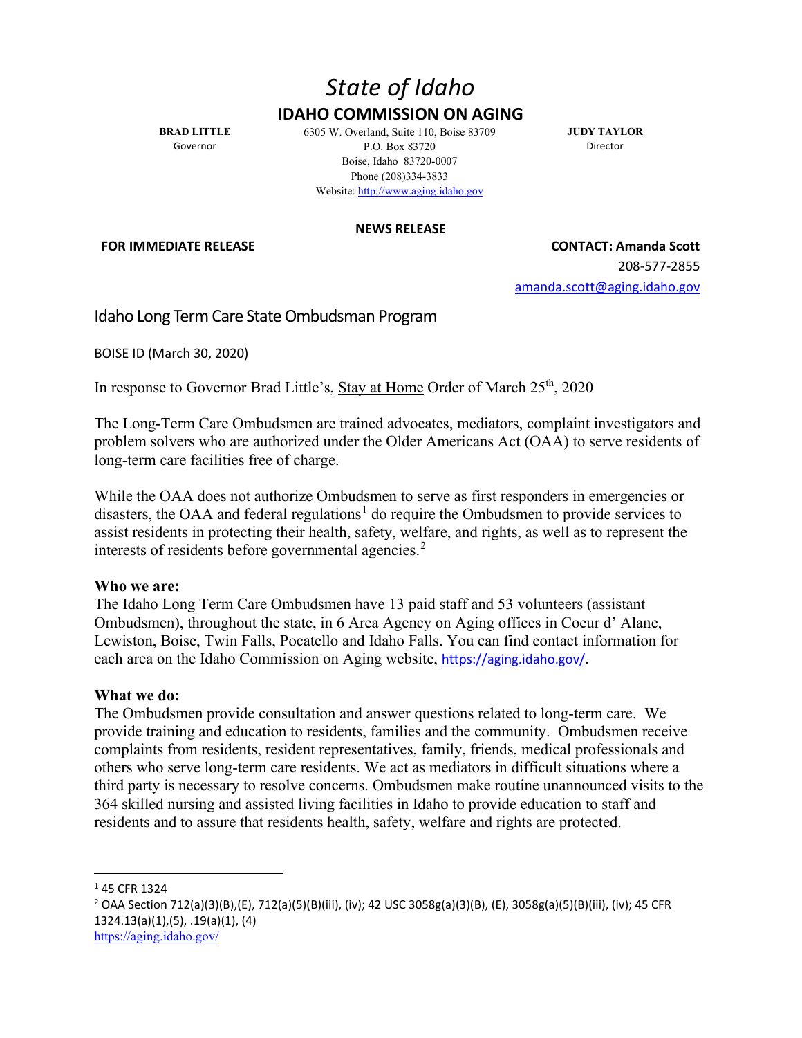# *State of Idaho*

## IDAHO COMMISSION ON AGING

**BRAD LITTLE**
Governor

6305 W. Overland, Suite 110, Boise 83709
P.O. Box 83720
Boise, Idaho 83720-0007
Phone (208)334-3833
Website: http://www.aging.idaho.gov

**JUDY TAYLOR**
Director

**NEWS RELEASE**

**FOR IMMEDIATE RELEASE**

**CONTACT: Amanda Scott**
208-577-2855
amanda.scott@aging.idaho.gov

## Idaho Long Term Care State Ombudsman Program

BOISE ID (March 30, 2020)

In response to Governor Brad Little's, Stay at Home Order of March 25th, 2020

The Long-Term Care Ombudsmen are trained advocates, mediators, complaint investigators and problem solvers who are authorized under the Older Americans Act (OAA) to serve residents of long-term care facilities free of charge.

While the OAA does not authorize Ombudsmen to serve as first responders in emergencies or disasters, the OAA and federal regulations[1] do require the Ombudsmen to provide services to assist residents in protecting their health, safety, welfare, and rights, as well as to represent the interests of residents before governmental agencies.[2]

**Who we are:**
The Idaho Long Term Care Ombudsmen have 13 paid staff and 53 volunteers (assistant Ombudsmen), throughout the state, in 6 Area Agency on Aging offices in Coeur d' Alane, Lewiston, Boise, Twin Falls, Pocatello and Idaho Falls. You can find contact information for each area on the Idaho Commission on Aging website, https://aging.idaho.gov/.

**What we do:**
The Ombudsmen provide consultation and answer questions related to long-term care. We provide training and education to residents, families and the community. Ombudsmen receive complaints from residents, resident representatives, family, friends, medical professionals and others who serve long-term care residents. We act as mediators in difficult situations where a third party is necessary to resolve concerns. Ombudsmen make routine unannounced visits to the 364 skilled nursing and assisted living facilities in Idaho to provide education to staff and residents and to assure that residents health, safety, welfare and rights are protected.

---

[1] 45 CFR 1324

[2] OAA Section 712(a)(3)(B),(E), 712(a)(5)(B)(iii), (iv); 42 USC 3058g(a)(3)(B), (E), 3058g(a)(5)(B)(iii), (iv); 45 CFR 1324.13(a)(1),(5), .19(a)(1), (4)

https://aging.idaho.gov/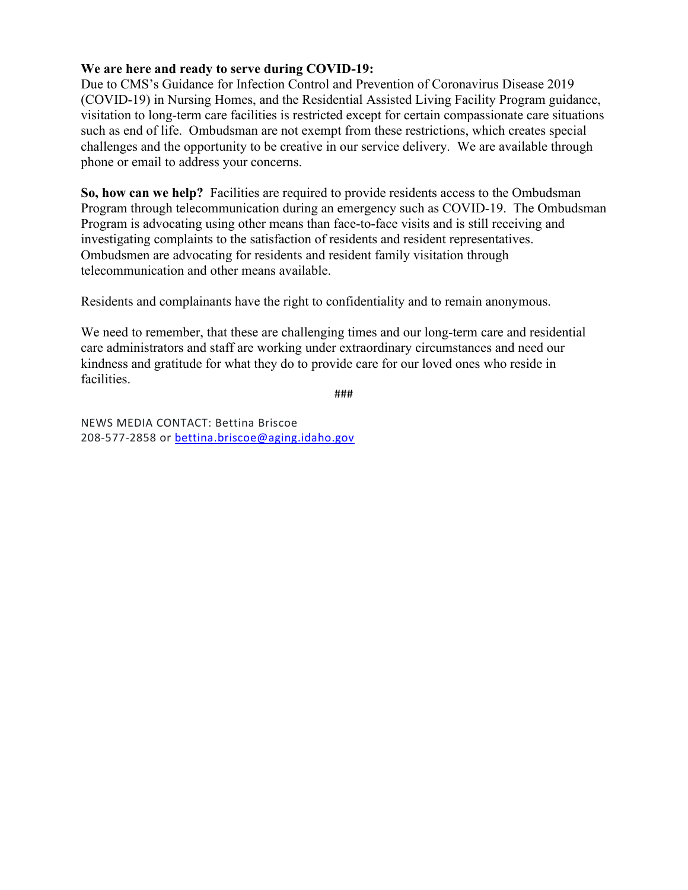**We are here and ready to serve during COVID-19:**
Due to CMS's Guidance for Infection Control and Prevention of Coronavirus Disease 2019 (COVID-19) in Nursing Homes, and the Residential Assisted Living Facility Program guidance, visitation to long-term care facilities is restricted except for certain compassionate care situations such as end of life. Ombudsman are not exempt from these restrictions, which creates special challenges and the opportunity to be creative in our service delivery. We are available through phone or email to address your concerns.

**So, how can we help?** Facilities are required to provide residents access to the Ombudsman Program through telecommunication during an emergency such as COVID-19. The Ombudsman Program is advocating using other means than face-to-face visits and is still receiving and investigating complaints to the satisfaction of residents and resident representatives. Ombudsmen are advocating for residents and resident family visitation through telecommunication and other means available.

Residents and complainants have the right to confidentiality and to remain anonymous.

We need to remember, that these are challenging times and our long-term care and residential care administrators and staff are working under extraordinary circumstances and need our kindness and gratitude for what they do to provide care for our loved ones who reside in facilities.

###

NEWS MEDIA CONTACT: Bettina Briscoe
208-577-2858 or bettina.briscoe@aging.idaho.gov